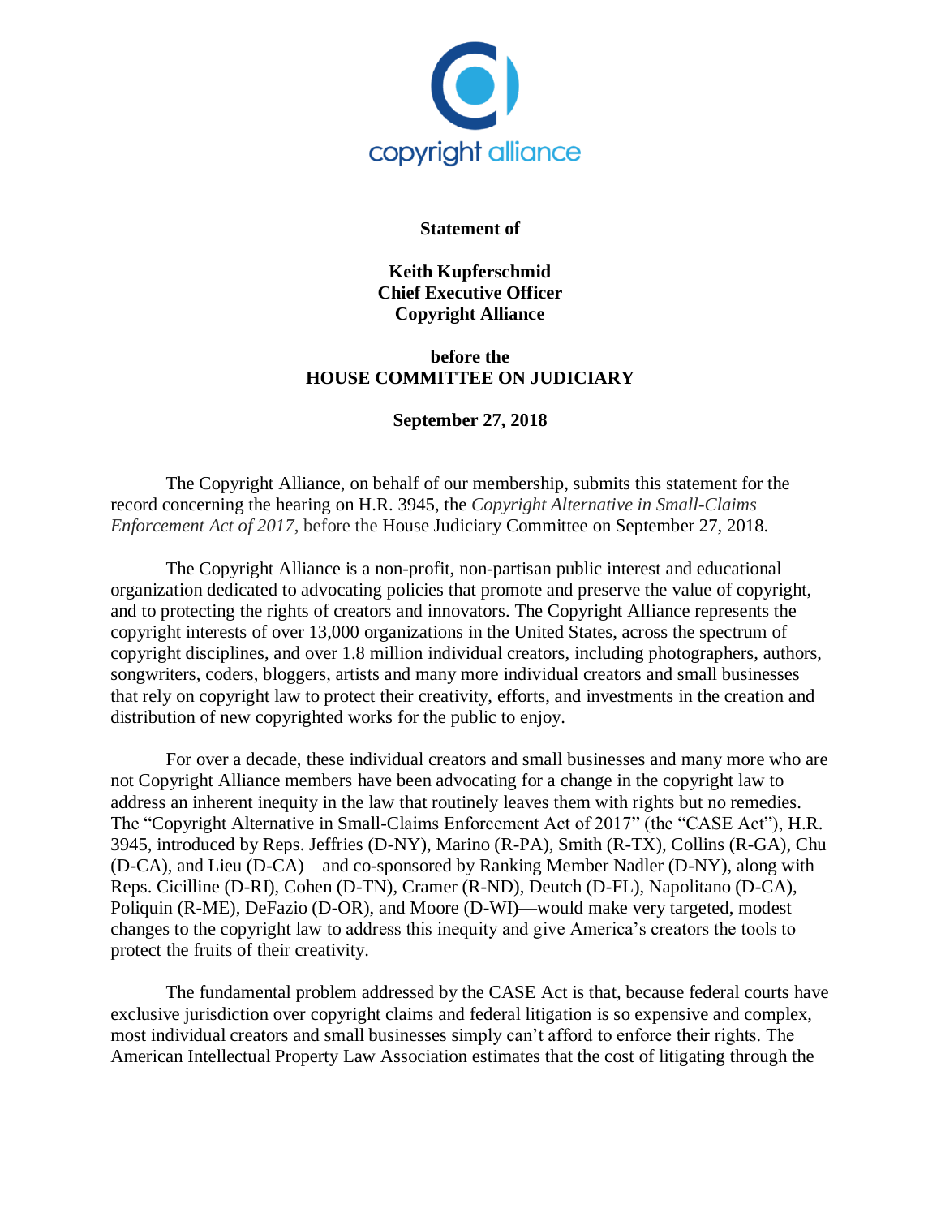copyright alliance

**Statement of**

**Keith Kupferschmid**
**Chief Executive Officer**
**Copyright Alliance**

**before the**
**HOUSE COMMITTEE ON JUDICIARY**

**September 27, 2018**

The Copyright Alliance, on behalf of our membership, submits this statement for the record concerning the hearing on H.R. 3945, the *Copyright Alternative in Small-Claims Enforcement Act of 2017*, before the House Judiciary Committee on September 27, 2018.

The Copyright Alliance is a non-profit, non-partisan public interest and educational organization dedicated to advocating policies that promote and preserve the value of copyright, and to protecting the rights of creators and innovators. The Copyright Alliance represents the copyright interests of over 13,000 organizations in the United States, across the spectrum of copyright disciplines, and over 1.8 million individual creators, including photographers, authors, songwriters, coders, bloggers, artists and many more individual creators and small businesses that rely on copyright law to protect their creativity, efforts, and investments in the creation and distribution of new copyrighted works for the public to enjoy.

For over a decade, these individual creators and small businesses and many more who are not Copyright Alliance members have been advocating for a change in the copyright law to address an inherent inequity in the law that routinely leaves them with rights but no remedies. The "Copyright Alternative in Small-Claims Enforcement Act of 2017" (the "CASE Act"), H.R. 3945, introduced by Reps. Jeffries (D-NY), Marino (R-PA), Smith (R-TX), Collins (R-GA), Chu (D-CA), and Lieu (D-CA)—and co-sponsored by Ranking Member Nadler (D-NY), along with Reps. Cicilline (D-RI), Cohen (D-TN), Cramer (R-ND), Deutch (D-FL), Napolitano (D-CA), Poliquin (R-ME), DeFazio (D-OR), and Moore (D-WI)—would make very targeted, modest changes to the copyright law to address this inequity and give America's creators the tools to protect the fruits of their creativity.

The fundamental problem addressed by the CASE Act is that, because federal courts have exclusive jurisdiction over copyright claims and federal litigation is so expensive and complex, most individual creators and small businesses simply can't afford to enforce their rights. The American Intellectual Property Law Association estimates that the cost of litigating through the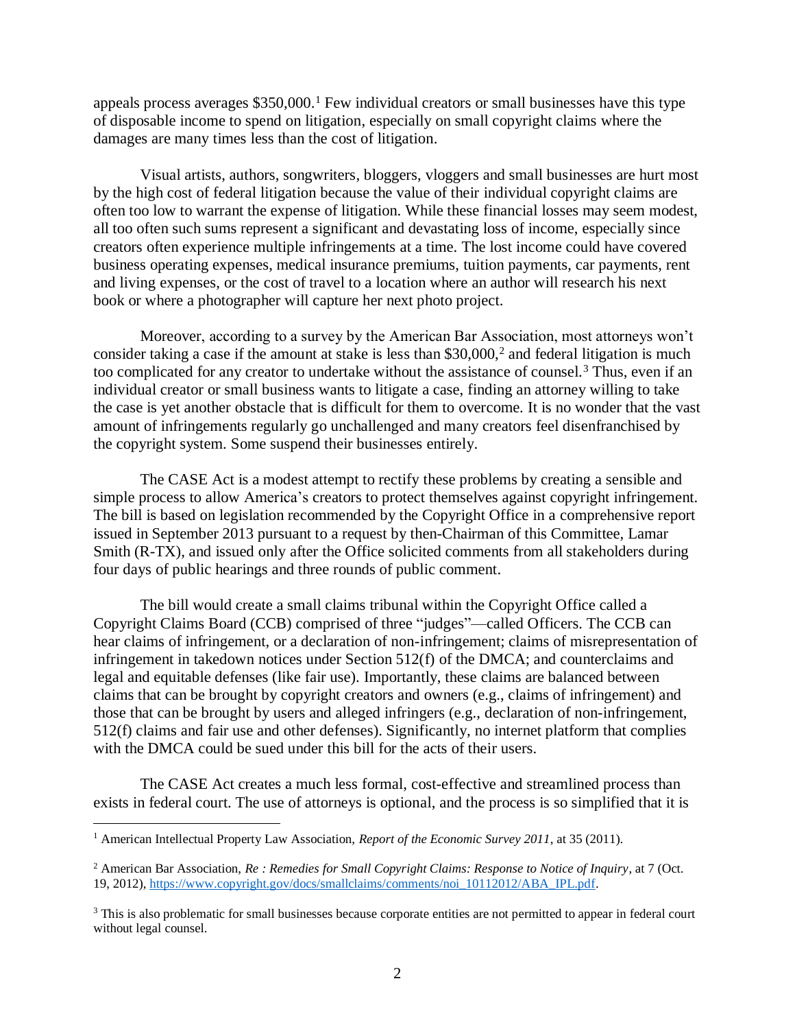appeals process averages $350,000.[1] Few individual creators or small businesses have this type of disposable income to spend on litigation, especially on small copyright claims where the damages are many times less than the cost of litigation.

Visual artists, authors, songwriters, bloggers, vloggers and small businesses are hurt most by the high cost of federal litigation because the value of their individual copyright claims are often too low to warrant the expense of litigation. While these financial losses may seem modest, all too often such sums represent a significant and devastating loss of income, especially since creators often experience multiple infringements at a time. The lost income could have covered business operating expenses, medical insurance premiums, tuition payments, car payments, rent and living expenses, or the cost of travel to a location where an author will research his next book or where a photographer will capture her next photo project.

Moreover, according to a survey by the American Bar Association, most attorneys won't consider taking a case if the amount at stake is less than $30,000,[2] and federal litigation is much too complicated for any creator to undertake without the assistance of counsel.[3] Thus, even if an individual creator or small business wants to litigate a case, finding an attorney willing to take the case is yet another obstacle that is difficult for them to overcome. It is no wonder that the vast amount of infringements regularly go unchallenged and many creators feel disenfranchised by the copyright system. Some suspend their businesses entirely.

The CASE Act is a modest attempt to rectify these problems by creating a sensible and simple process to allow America's creators to protect themselves against copyright infringement. The bill is based on legislation recommended by the Copyright Office in a comprehensive report issued in September 2013 pursuant to a request by then-Chairman of this Committee, Lamar Smith (R-TX), and issued only after the Office solicited comments from all stakeholders during four days of public hearings and three rounds of public comment.

The bill would create a small claims tribunal within the Copyright Office called a Copyright Claims Board (CCB) comprised of three "judges"—called Officers. The CCB can hear claims of infringement, or a declaration of non-infringement; claims of misrepresentation of infringement in takedown notices under Section 512(f) of the DMCA; and counterclaims and legal and equitable defenses (like fair use). Importantly, these claims are balanced between claims that can be brought by copyright creators and owners (e.g., claims of infringement) and those that can be brought by users and alleged infringers (e.g., declaration of non-infringement, 512(f) claims and fair use and other defenses). Significantly, no internet platform that complies with the DMCA could be sued under this bill for the acts of their users.

The CASE Act creates a much less formal, cost-effective and streamlined process than exists in federal court. The use of attorneys is optional, and the process is so simplified that it is

---

[1] American Intellectual Property Law Association, *Report of the Economic Survey 2011*, at 35 (2011).

[2] American Bar Association, *Re : Remedies for Small Copyright Claims: Response to Notice of Inquiry*, at 7 (Oct. 19, 2012), https://www.copyright.gov/docs/smallclaims/comments/noi_10112012/ABA_IPL.pdf.

[3] This is also problematic for small businesses because corporate entities are not permitted to appear in federal court without legal counsel.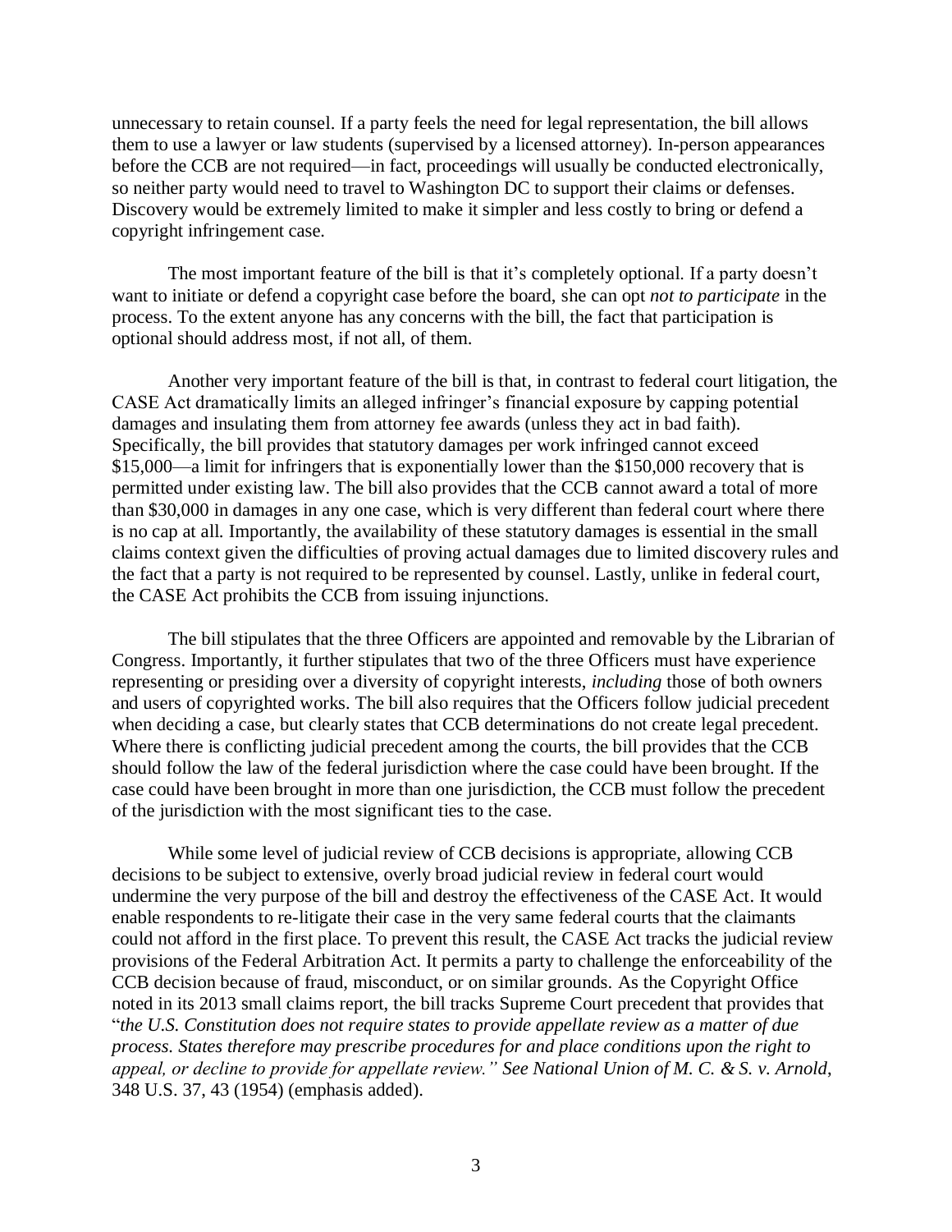unnecessary to retain counsel. If a party feels the need for legal representation, the bill allows them to use a lawyer or law students (supervised by a licensed attorney). In-person appearances before the CCB are not required—in fact, proceedings will usually be conducted electronically, so neither party would need to travel to Washington DC to support their claims or defenses. Discovery would be extremely limited to make it simpler and less costly to bring or defend a copyright infringement case.

The most important feature of the bill is that it's completely optional. If a party doesn't want to initiate or defend a copyright case before the board, she can opt *not to participate* in the process. To the extent anyone has any concerns with the bill, the fact that participation is optional should address most, if not all, of them.

Another very important feature of the bill is that, in contrast to federal court litigation, the CASE Act dramatically limits an alleged infringer's financial exposure by capping potential damages and insulating them from attorney fee awards (unless they act in bad faith). Specifically, the bill provides that statutory damages per work infringed cannot exceed \$15,000—a limit for infringers that is exponentially lower than the \$150,000 recovery that is permitted under existing law. The bill also provides that the CCB cannot award a total of more than \$30,000 in damages in any one case, which is very different than federal court where there is no cap at all. Importantly, the availability of these statutory damages is essential in the small claims context given the difficulties of proving actual damages due to limited discovery rules and the fact that a party is not required to be represented by counsel. Lastly, unlike in federal court, the CASE Act prohibits the CCB from issuing injunctions.

The bill stipulates that the three Officers are appointed and removable by the Librarian of Congress. Importantly, it further stipulates that two of the three Officers must have experience representing or presiding over a diversity of copyright interests, *including* those of both owners and users of copyrighted works. The bill also requires that the Officers follow judicial precedent when deciding a case, but clearly states that CCB determinations do not create legal precedent. Where there is conflicting judicial precedent among the courts, the bill provides that the CCB should follow the law of the federal jurisdiction where the case could have been brought. If the case could have been brought in more than one jurisdiction, the CCB must follow the precedent of the jurisdiction with the most significant ties to the case.

While some level of judicial review of CCB decisions is appropriate, allowing CCB decisions to be subject to extensive, overly broad judicial review in federal court would undermine the very purpose of the bill and destroy the effectiveness of the CASE Act. It would enable respondents to re-litigate their case in the very same federal courts that the claimants could not afford in the first place. To prevent this result, the CASE Act tracks the judicial review provisions of the Federal Arbitration Act. It permits a party to challenge the enforceability of the CCB decision because of fraud, misconduct, or on similar grounds. As the Copyright Office noted in its 2013 small claims report, the bill tracks Supreme Court precedent that provides that "*the U.S. Constitution does not require states to provide appellate review as a matter of due process. States therefore may prescribe procedures for and place conditions upon the right to appeal, or decline to provide for appellate review.*" *See National Union of M. C. & S. v. Arnold*, 348 U.S. 37, 43 (1954) (emphasis added).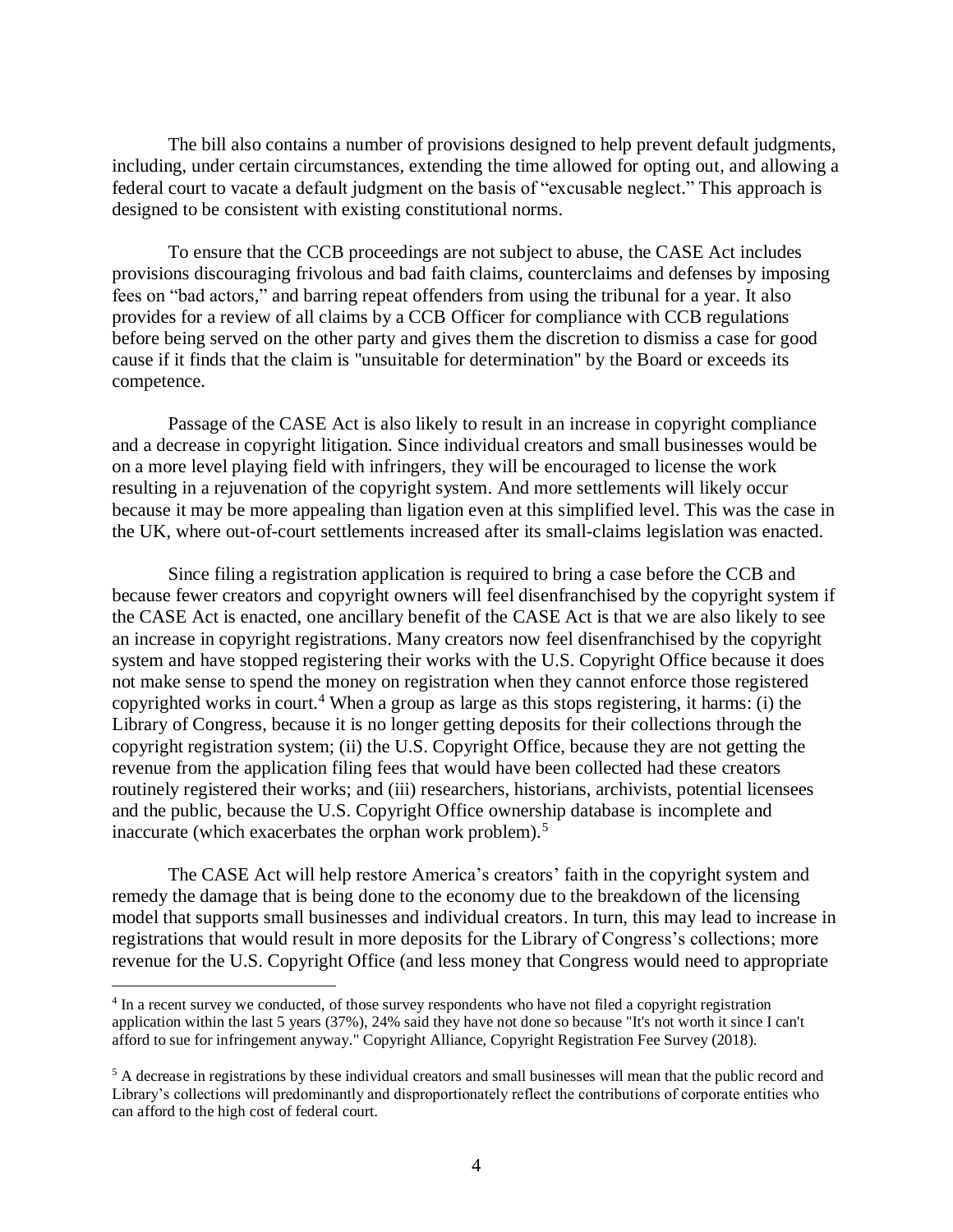The bill also contains a number of provisions designed to help prevent default judgments, including, under certain circumstances, extending the time allowed for opting out, and allowing a federal court to vacate a default judgment on the basis of "excusable neglect." This approach is designed to be consistent with existing constitutional norms.

To ensure that the CCB proceedings are not subject to abuse, the CASE Act includes provisions discouraging frivolous and bad faith claims, counterclaims and defenses by imposing fees on "bad actors," and barring repeat offenders from using the tribunal for a year. It also provides for a review of all claims by a CCB Officer for compliance with CCB regulations before being served on the other party and gives them the discretion to dismiss a case for good cause if it finds that the claim is "unsuitable for determination" by the Board or exceeds its competence.

Passage of the CASE Act is also likely to result in an increase in copyright compliance and a decrease in copyright litigation. Since individual creators and small businesses would be on a more level playing field with infringers, they will be encouraged to license the work resulting in a rejuvenation of the copyright system. And more settlements will likely occur because it may be more appealing than ligation even at this simplified level. This was the case in the UK, where out-of-court settlements increased after its small-claims legislation was enacted.

Since filing a registration application is required to bring a case before the CCB and because fewer creators and copyright owners will feel disenfranchised by the copyright system if the CASE Act is enacted, one ancillary benefit of the CASE Act is that we are also likely to see an increase in copyright registrations. Many creators now feel disenfranchised by the copyright system and have stopped registering their works with the U.S. Copyright Office because it does not make sense to spend the money on registration when they cannot enforce those registered copyrighted works in court.[4] When a group as large as this stops registering, it harms: (i) the Library of Congress, because it is no longer getting deposits for their collections through the copyright registration system; (ii) the U.S. Copyright Office, because they are not getting the revenue from the application filing fees that would have been collected had these creators routinely registered their works; and (iii) researchers, historians, archivists, potential licensees and the public, because the U.S. Copyright Office ownership database is incomplete and inaccurate (which exacerbates the orphan work problem).[5]

The CASE Act will help restore America's creators' faith in the copyright system and remedy the damage that is being done to the economy due to the breakdown of the licensing model that supports small businesses and individual creators. In turn, this may lead to increase in registrations that would result in more deposits for the Library of Congress's collections; more revenue for the U.S. Copyright Office (and less money that Congress would need to appropriate

---

[4] In a recent survey we conducted, of those survey respondents who have not filed a copyright registration application within the last 5 years (37%), 24% said they have not done so because "It's not worth it since I can't afford to sue for infringement anyway." Copyright Alliance, Copyright Registration Fee Survey (2018).

[5] A decrease in registrations by these individual creators and small businesses will mean that the public record and Library's collections will predominantly and disproportionately reflect the contributions of corporate entities who can afford to the high cost of federal court.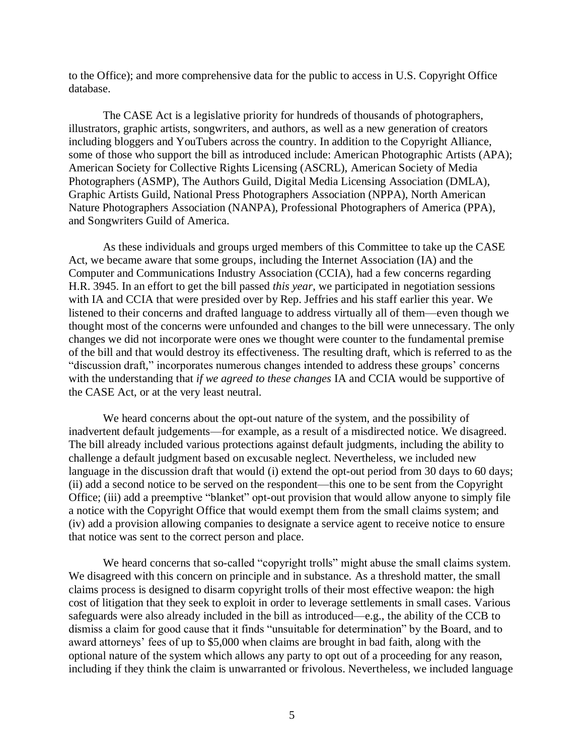to the Office); and more comprehensive data for the public to access in U.S. Copyright Office database.

The CASE Act is a legislative priority for hundreds of thousands of photographers, illustrators, graphic artists, songwriters, and authors, as well as a new generation of creators including bloggers and YouTubers across the country. In addition to the Copyright Alliance, some of those who support the bill as introduced include: American Photographic Artists (APA); American Society for Collective Rights Licensing (ASCRL), American Society of Media Photographers (ASMP), The Authors Guild, Digital Media Licensing Association (DMLA), Graphic Artists Guild, National Press Photographers Association (NPPA), North American Nature Photographers Association (NANPA), Professional Photographers of America (PPA), and Songwriters Guild of America.

As these individuals and groups urged members of this Committee to take up the CASE Act, we became aware that some groups, including the Internet Association (IA) and the Computer and Communications Industry Association (CCIA), had a few concerns regarding H.R. 3945. In an effort to get the bill passed *this year*, we participated in negotiation sessions with IA and CCIA that were presided over by Rep. Jeffries and his staff earlier this year. We listened to their concerns and drafted language to address virtually all of them—even though we thought most of the concerns were unfounded and changes to the bill were unnecessary. The only changes we did not incorporate were ones we thought were counter to the fundamental premise of the bill and that would destroy its effectiveness. The resulting draft, which is referred to as the "discussion draft," incorporates numerous changes intended to address these groups' concerns with the understanding that *if we agreed to these changes* IA and CCIA would be supportive of the CASE Act, or at the very least neutral.

We heard concerns about the opt-out nature of the system, and the possibility of inadvertent default judgements—for example, as a result of a misdirected notice. We disagreed. The bill already included various protections against default judgments, including the ability to challenge a default judgment based on excusable neglect. Nevertheless, we included new language in the discussion draft that would (i) extend the opt-out period from 30 days to 60 days; (ii) add a second notice to be served on the respondent—this one to be sent from the Copyright Office; (iii) add a preemptive "blanket" opt-out provision that would allow anyone to simply file a notice with the Copyright Office that would exempt them from the small claims system; and (iv) add a provision allowing companies to designate a service agent to receive notice to ensure that notice was sent to the correct person and place.

We heard concerns that so-called "copyright trolls" might abuse the small claims system. We disagreed with this concern on principle and in substance. As a threshold matter, the small claims process is designed to disarm copyright trolls of their most effective weapon: the high cost of litigation that they seek to exploit in order to leverage settlements in small cases. Various safeguards were also already included in the bill as introduced—e.g., the ability of the CCB to dismiss a claim for good cause that it finds "unsuitable for determination" by the Board, and to award attorneys' fees of up to $5,000 when claims are brought in bad faith, along with the optional nature of the system which allows any party to opt out of a proceeding for any reason, including if they think the claim is unwarranted or frivolous. Nevertheless, we included language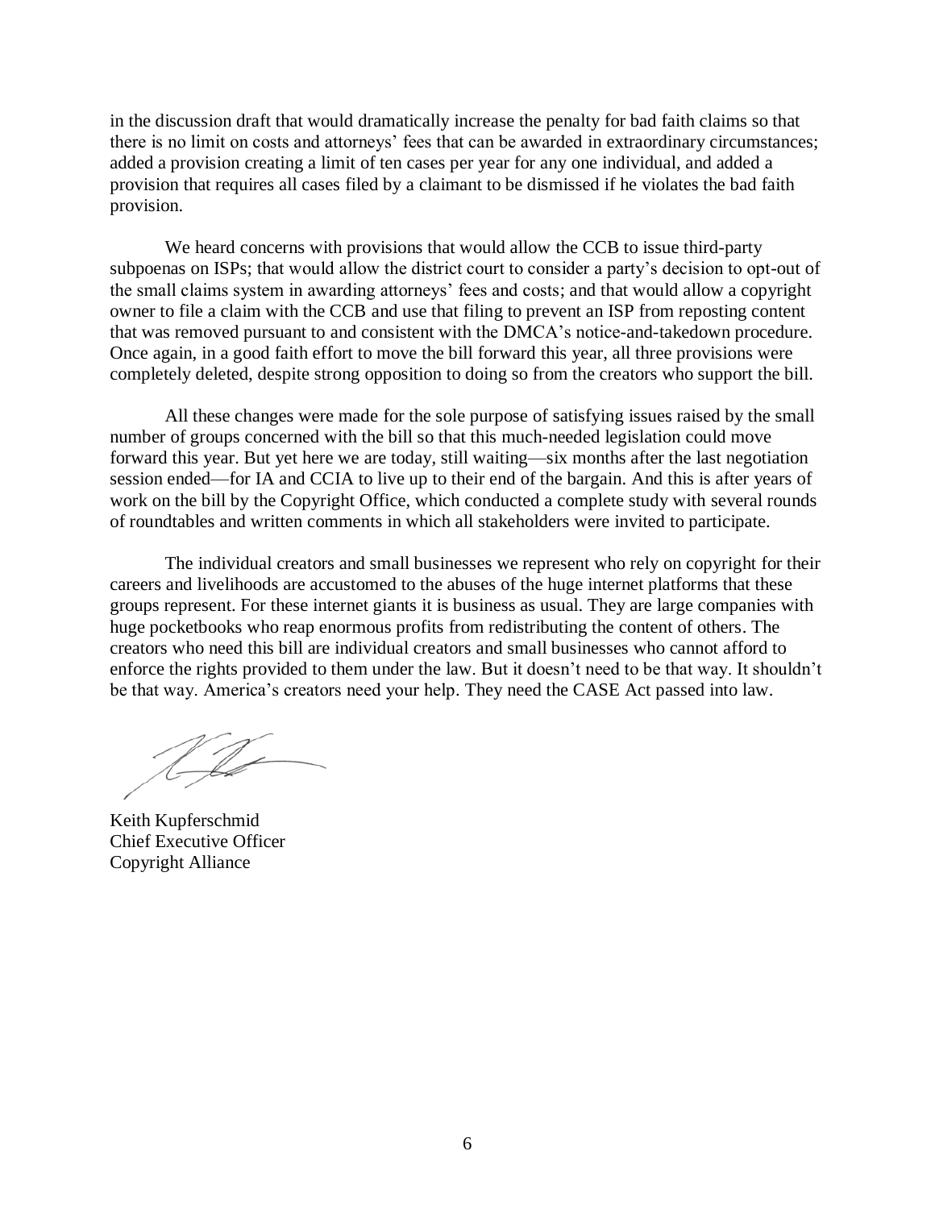in the discussion draft that would dramatically increase the penalty for bad faith claims so that there is no limit on costs and attorneys' fees that can be awarded in extraordinary circumstances; added a provision creating a limit of ten cases per year for any one individual, and added a provision that requires all cases filed by a claimant to be dismissed if he violates the bad faith provision.

We heard concerns with provisions that would allow the CCB to issue third-party subpoenas on ISPs; that would allow the district court to consider a party's decision to opt-out of the small claims system in awarding attorneys' fees and costs; and that would allow a copyright owner to file a claim with the CCB and use that filing to prevent an ISP from reposting content that was removed pursuant to and consistent with the DMCA's notice-and-takedown procedure. Once again, in a good faith effort to move the bill forward this year, all three provisions were completely deleted, despite strong opposition to doing so from the creators who support the bill.

All these changes were made for the sole purpose of satisfying issues raised by the small number of groups concerned with the bill so that this much-needed legislation could move forward this year. But yet here we are today, still waiting—six months after the last negotiation session ended—for IA and CCIA to live up to their end of the bargain. And this is after years of work on the bill by the Copyright Office, which conducted a complete study with several rounds of roundtables and written comments in which all stakeholders were invited to participate.

The individual creators and small businesses we represent who rely on copyright for their careers and livelihoods are accustomed to the abuses of the huge internet platforms that these groups represent. For these internet giants it is business as usual. They are large companies with huge pocketbooks who reap enormous profits from redistributing the content of others. The creators who need this bill are individual creators and small businesses who cannot afford to enforce the rights provided to them under the law. But it doesn't need to be that way. It shouldn't be that way. America's creators need your help. They need the CASE Act passed into law.

Keith Kupferschmid
Chief Executive Officer
Copyright Alliance